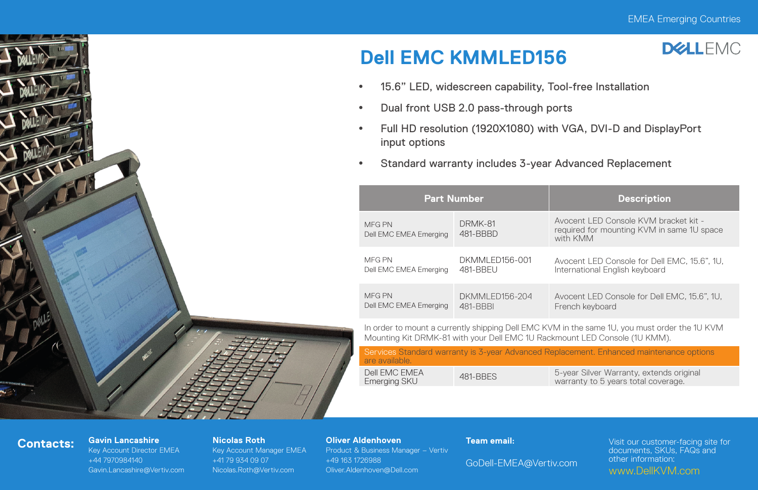EMEA Emerging Countries

# Dell EMC KMMLED156

- 15.6" LED, widescreen capability, Tool-free Installation
- Dual front USB 2.0 pass-through ports
- Full HD resolution (1920X1080) with VGA, DVI-D and DisplayPort input options
- Standard warranty includes 3-year Advanced Replacement

| Part Number | | Description |
|---|---|---|
| MFG PN<br>Dell EMC EMEA Emerging | DRMK-81<br>481-BBBD | Avocent LED Console KVM bracket kit - required for mounting KVM in same 1U space with KMM |
| MFG PN<br>Dell EMC EMEA Emerging | DKMMLED156-001<br>481-BBEU | Avocent LED Console for Dell EMC, 15.6", 1U, International English keyboard |
| MFG PN<br>Dell EMC EMEA Emerging | DKMMLED156-204<br>481-BBBI | Avocent LED Console for Dell EMC, 15.6", 1U, French keyboard |
| In order to mount a currently shipping Dell EMC KVM in the same 1U, you must order the 1U KVM Mounting Kit DRMK-81 with your Dell EMC 1U Rackmount LED Console (1U KMM). | | |
| Services Standard warranty is 3-year Advanced Replacement. Enhanced maintenance options are available. | | |
| Dell EMC EMEA Emerging SKU | 481-BBES | 5-year Silver Warranty, extends original warranty to 5 years total coverage. |

**Contacts:**

**Gavin Lancashire**
Key Account Director EMEA
+44 7970984140
Gavin.Lancashire@Vertiv.com

**Nicolas Roth**
Key Account Manager EMEA
+41 79 934 09 07
Nicolas.Roth@Vertiv.com

**Oliver Aldenhoven**
Product & Business Manager – Vertiv
+49 163 1726988
Oliver.Aldenhoven@Dell.com

**Team email:**
GoDell-EMEA@Vertiv.com

Visit our customer-facing site for documents, SKUs, FAQs and other information:
www.DellKVM.com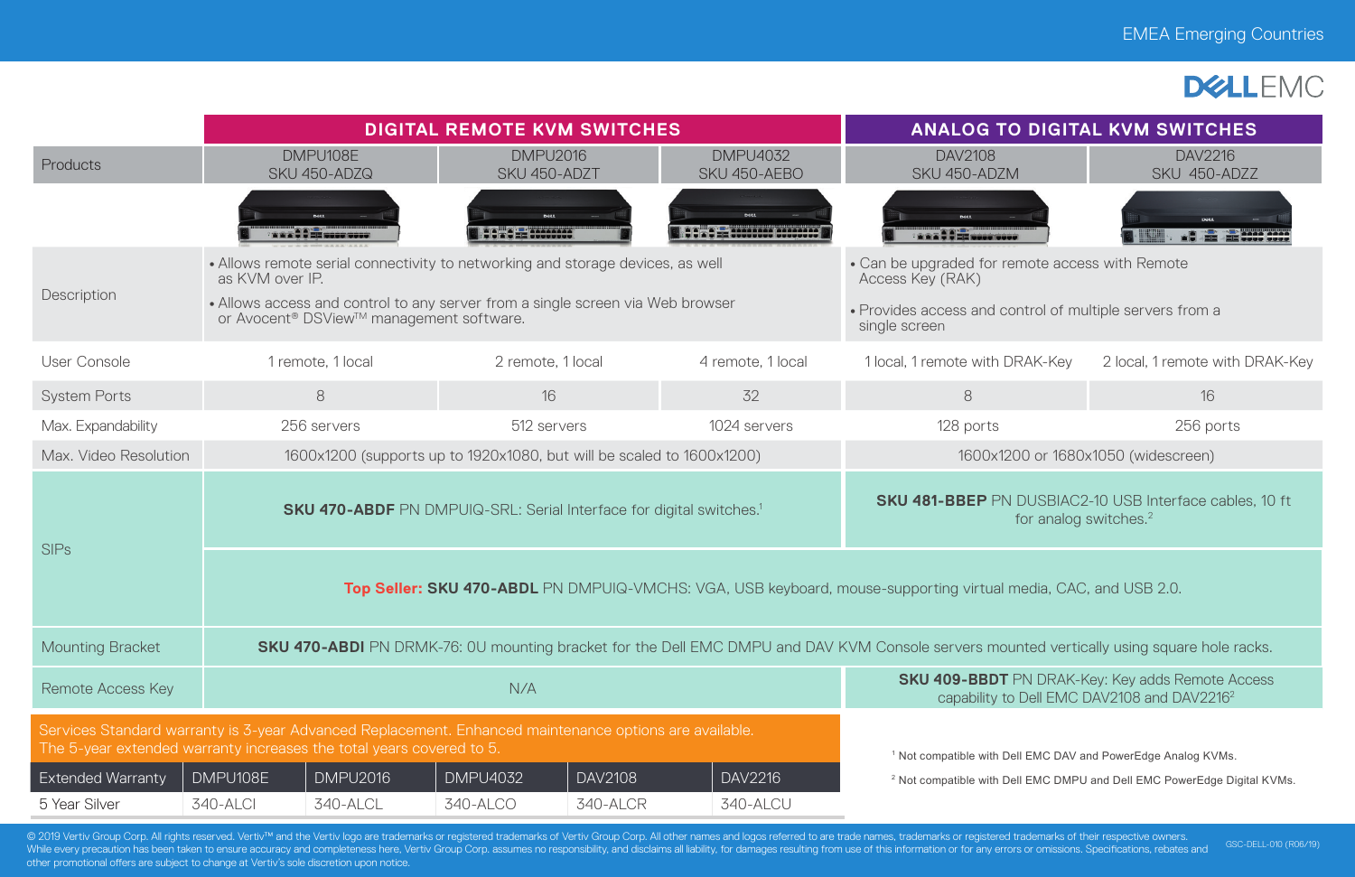EMEA Emerging Countries

DELL EMC

| | DIGITAL REMOTE KVM SWITCHES | | | ANALOG TO DIGITAL KVM SWITCHES | |
|---|---|---|---|---|---|
| Products | DMPU108E<br>SKU 450-ADZQ | DMPU2016<br>SKU 450-ADZT | DMPU4032<br>SKU 450-AEBO | DAV2108<br>SKU 450-ADZM | DAV2216<br>SKU 450-ADZZ |
| Description | • Allows remote serial connectivity to networking and storage devices, as well as KVM over IP.<br>• Allows access and control to any server from a single screen via Web browser or Avocent® DSView™ management software. | | | • Can be upgraded for remote access with Remote Access Key (RAK)<br>• Provides access and control of multiple servers from a single screen | |
| User Console | 1 remote, 1 local | 2 remote, 1 local | 4 remote, 1 local | 1 local, 1 remote with DRAK-Key | 2 local, 1 remote with DRAK-Key |
| System Ports | 8 | 16 | 32 | 8 | 16 |
| Max. Expandability | 256 servers | 512 servers | 1024 servers | 128 ports | 256 ports |
| Max. Video Resolution | 1600x1200 (supports up to 1920x1080, but will be scaled to 1600x1200) | | | 1600x1200 or 1680x1050 (widescreen) | |
| SIPs | **SKU 470-ABDF** PN DMPUIQ-SRL: Serial Interface for digital switches.[1] | | | **SKU 481-BBEP** PN DUSBIAC2-10 USB Interface cables, 10 ft for analog switches.[2] | |
| | **Top Seller: SKU 470-ABDL** PN DMPUIQ-VMCHS: VGA, USB keyboard, mouse-supporting virtual media, CAC, and USB 2.0. | | | | |
| Mounting Bracket | **SKU 470-ABDI** PN DRMK-76: 0U mounting bracket for the Dell EMC DMPU and DAV KVM Console servers mounted vertically using square hole racks. | | | | |
| Remote Access Key | N/A | | | **SKU 409-BBDT** PN DRAK-Key: Key adds Remote Access capability to Dell EMC DAV2108 and DAV2216[2] | |

Services Standard warranty is 3-year Advanced Replacement. Enhanced maintenance options are available.
The 5-year extended warranty increases the total years covered to 5.

| Extended Warranty | DMPU108E | DMPU2016 | DMPU4032 | DAV2108 | DAV2216 |
|---|---|---|---|---|---|
| 5 Year Silver | 340-ALCI | 340-ALCL | 340-ALCO | 340-ALCR | 340-ALCU |

[1] Not compatible with Dell EMC DAV and PowerEdge Analog KVMs.

[2] Not compatible with Dell EMC DMPU and Dell EMC PowerEdge Digital KVMs.

© 2019 Vertiv Group Corp. All rights reserved. Vertiv™ and the Vertiv logo are trademarks or registered trademarks of Vertiv Group Corp. All other names and logos referred to are trade names, trademarks or registered trademarks of their respective owners. While every precaution has been taken to ensure accuracy and completeness here, Vertiv Group Corp. assumes no responsibility, and disclaims all liability, for damages resulting from use of this information or for any errors or omissions. Specifications, rebates and other promotional offers are subject to change at Vertiv's sole discretion upon notice.

GSC-DELL-010 (R06/19)